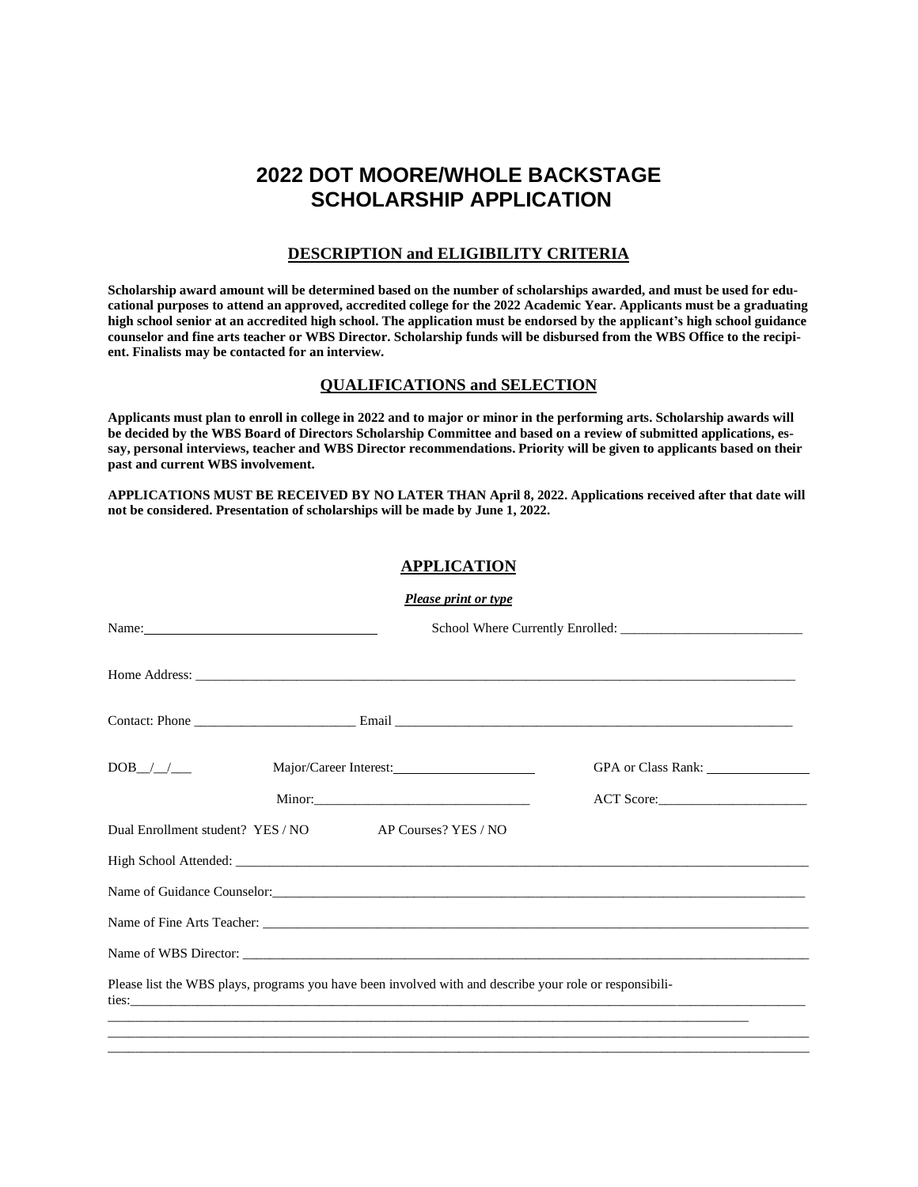# 2022 DOT MOORE/WHOLE BACKSTAGE SCHOLARSHIP APPLICATION

## DESCRIPTION and ELIGIBILITY CRITERIA

**Scholarship award amount will be determined based on the number of scholarships awarded, and must be used for educational purposes to attend an approved, accredited college for the 2022 Academic Year. Applicants must be a graduating high school senior at an accredited high school. The application must be endorsed by the applicant's high school guidance counselor and fine arts teacher or WBS Director. Scholarship funds will be disbursed from the WBS Office to the recipient. Finalists may be contacted for an interview.**

## QUALIFICATIONS and SELECTION

**Applicants must plan to enroll in college in 2022 and to major or minor in the performing arts. Scholarship awards will be decided by the WBS Board of Directors Scholarship Committee and based on a review of submitted applications, essay, personal interviews, teacher and WBS Director recommendations. Priority will be given to applicants based on their past and current WBS involvement.**

**APPLICATIONS MUST BE RECEIVED BY NO LATER THAN April 8, 2022. Applications received after that date will not be considered. Presentation of scholarships will be made by June 1, 2022.**

## APPLICATION

***Please print or type***

Name:___________________________________ School Where Currently Enrolled: ___________________________

Home Address: _______________________________________________________________________________

Contact: Phone ________________________ Email ___________________________________________________

DOB__/__/___ Major/Career Interest:_____________________ GPA or Class Rank: _______________

Minor:________________________________ ACT Score:______________________

Dual Enrollment student? YES / NO AP Courses? YES / NO

High School Attended: ___________________________________________________________________________

Name of Guidance Counselor:______________________________________________________________________

Name of Fine Arts Teacher: _______________________________________________________________________

Name of WBS Director: __________________________________________________________________________

Please list the WBS plays, programs you have been involved with and describe your role or responsibilities:_____________________________________________________________________________________

_____________________________________________________________________________________________

_____________________________________________________________________________________________

_____________________________________________________________________________________________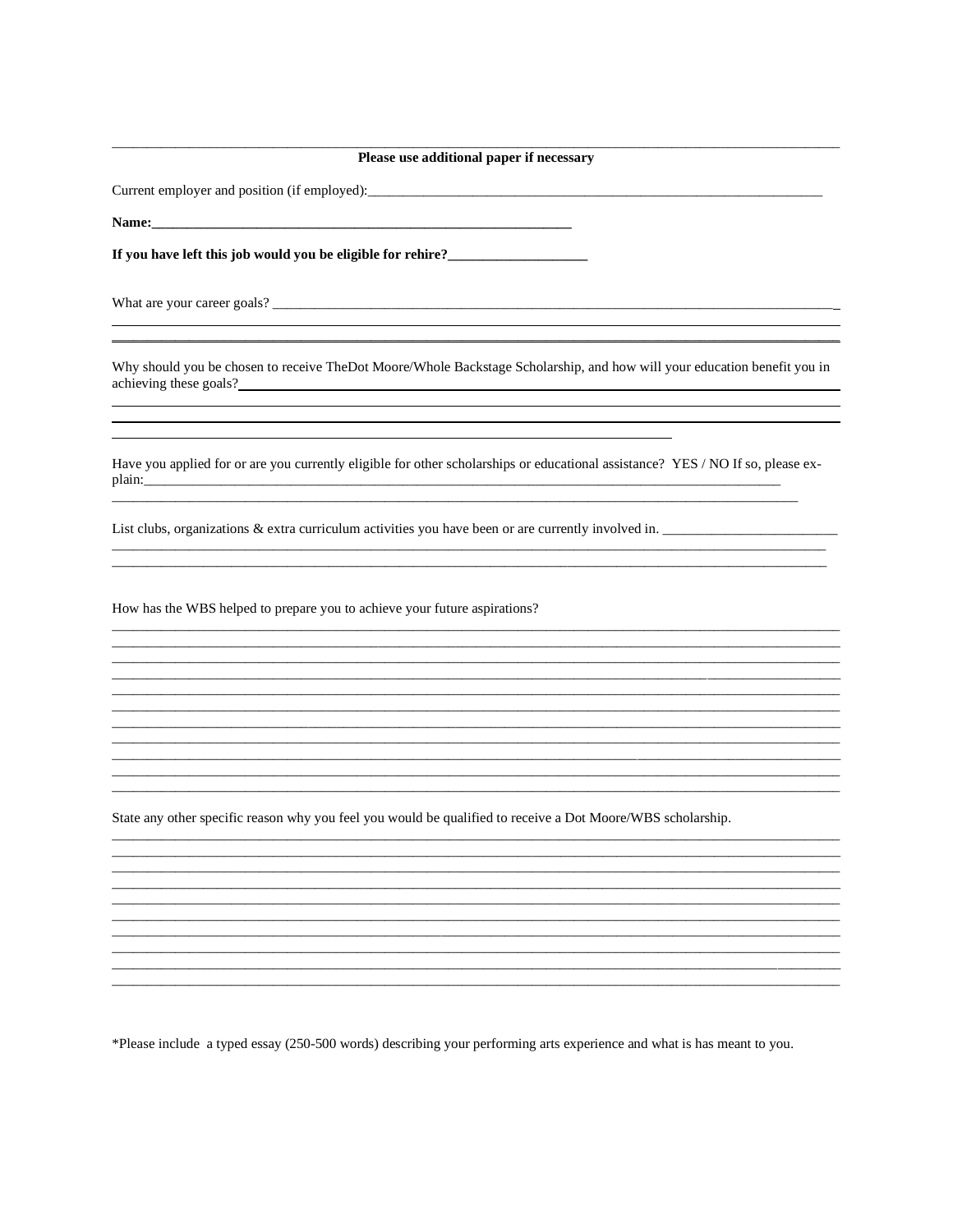**Please use additional paper if necessary**

Current employer and position (if employed):_______________________________________________________________

**Name:_______________________________________________________**

**If you have left this job would you be eligible for rehire?___________________**

What are your career goals? _________________________________________________________________________

Why should you be chosen to receive TheDot Moore/Whole Backstage Scholarship, and how will your education benefit you in achieving these goals?

Have you applied for or are you currently eligible for other scholarships or educational assistance? YES / NO If so, please explain:_____________________________________________________________________________________

List clubs, organizations & extra curriculum activities you have been or are currently involved in. ________________________

How has the WBS helped to prepare you to achieve your future aspirations?

State any other specific reason why you feel you would be qualified to receive a Dot Moore/WBS scholarship.

*Please include a typed essay (250-500 words) describing your performing arts experience and what is has meant to you.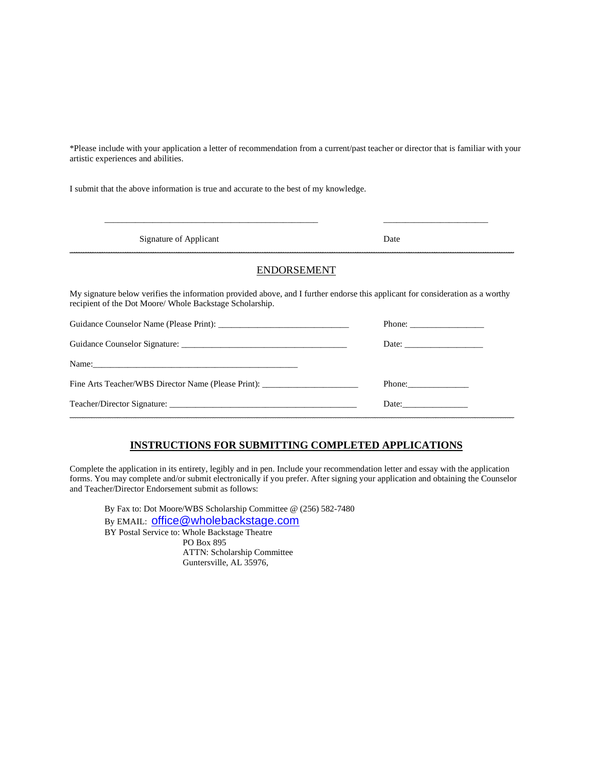*Please include with your application a letter of recommendation from a current/past teacher or director that is familiar with your artistic experiences and abilities.

I submit that the above information is true and accurate to the best of my knowledge.

\_\_\_\_\_\_\_\_\_\_\_\_\_\_\_\_\_\_\_\_\_\_\_\_\_\_\_\_\_\_\_\_\_\_\_\_\_\_\_\_\_\_\_\_ \_\_\_\_\_\_\_\_\_\_\_\_\_\_\_\_\_\_\_\_\_\_\_

Signature of Applicant Date

---

## ENDORSEMENT

My signature below verifies the information provided above, and I further endorse this applicant for consideration as a worthy recipient of the Dot Moore/ Whole Backstage Scholarship.

Guidance Counselor Name (Please Print): \_\_\_\_\_\_\_\_\_\_\_\_\_\_\_\_\_\_\_\_\_\_\_\_\_\_\_\_\_\_ Phone: \_\_\_\_\_\_\_\_\_\_\_\_\_\_\_\_\_

Guidance Counselor Signature: \_\_\_\_\_\_\_\_\_\_\_\_\_\_\_\_\_\_\_\_\_\_\_\_\_\_\_\_\_\_\_\_\_\_\_\_\_\_ Date: \_\_\_\_\_\_\_\_\_\_\_\_\_\_\_\_\_\_

Name:\_\_\_\_\_\_\_\_\_\_\_\_\_\_\_\_\_\_\_\_\_\_\_\_\_\_\_\_\_\_\_\_\_\_\_\_\_\_\_\_\_\_\_\_\_\_\_\_\_\_

Fine Arts Teacher/WBS Director Name (Please Print): \_\_\_\_\_\_\_\_\_\_\_\_\_\_\_\_\_\_\_\_\_\_ Phone:\_\_\_\_\_\_\_\_\_\_\_\_\_\_

Teacher/Director Signature: \_\_\_\_\_\_\_\_\_\_\_\_\_\_\_\_\_\_\_\_\_\_\_\_\_\_\_\_\_\_\_\_\_\_\_\_\_\_\_\_\_\_\_ Date:\_\_\_\_\_\_\_\_\_\_\_\_\_\_\_

---

## INSTRUCTIONS FOR SUBMITTING COMPLETED APPLICATIONS

Complete the application in its entirety, legibly and in pen. Include your recommendation letter and essay with the application forms. You may complete and/or submit electronically if you prefer. After signing your application and obtaining the Counselor and Teacher/Director Endorsement submit as follows:

By Fax to: Dot Moore/WBS Scholarship Committee @ (256) 582-7480
By EMAIL: office@wholebackstage.com
BY Postal Service to: Whole Backstage Theatre
PO Box 895
ATTN: Scholarship Committee
Guntersville, AL 35976,